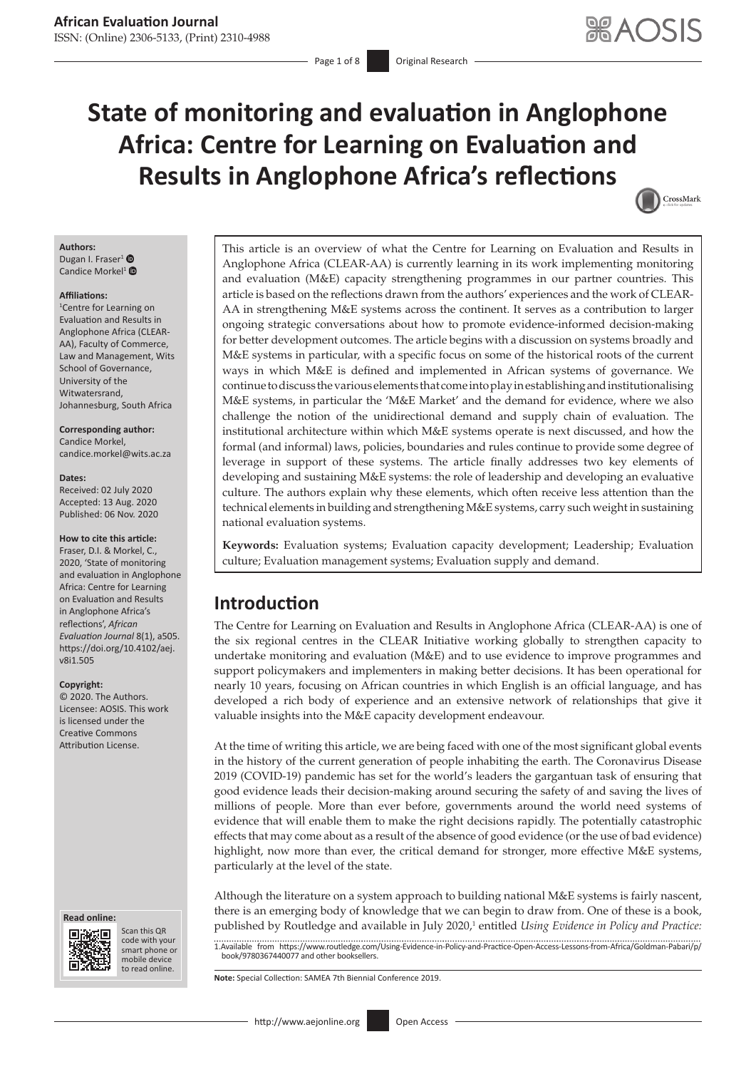# State of monitoring and evaluation in Anglophone Africa: Centre for Learning on Evaluation and Results in Anglophone Africa's reflections

**Authors:**
Dugan I. Fraser[1]
Candice Morkel[1]

**Affiliations:**
[1]Centre for Learning on Evaluation and Results in Anglophone Africa (CLEAR-AA), Faculty of Commerce, Law and Management, Wits School of Governance, University of the Witwatersrand, Johannesburg, South Africa

**Corresponding author:**
Candice Morkel,
candice.morkel@wits.ac.za

**Dates:**
Received: 02 July 2020
Accepted: 13 Aug. 2020
Published: 06 Nov. 2020

**How to cite this article:**
Fraser, D.I. & Morkel, C., 2020, 'State of monitoring and evaluation in Anglophone Africa: Centre for Learning on Evaluation and Results in Anglophone Africa's reflections', *African Evaluation Journal* 8(1), a505. https://doi.org/10.4102/aej.v8i1.505

**Copyright:**
© 2020. The Authors. Licensee: AOSIS. This work is licensed under the Creative Commons Attribution License.

This article is an overview of what the Centre for Learning on Evaluation and Results in Anglophone Africa (CLEAR-AA) is currently learning in its work implementing monitoring and evaluation (M&E) capacity strengthening programmes in our partner countries. This article is based on the reflections drawn from the authors' experiences and the work of CLEAR-AA in strengthening M&E systems across the continent. It serves as a contribution to larger ongoing strategic conversations about how to promote evidence-informed decision-making for better development outcomes. The article begins with a discussion on systems broadly and M&E systems in particular, with a specific focus on some of the historical roots of the current ways in which M&E is defined and implemented in African systems of governance. We continue to discuss the various elements that come into play in establishing and institutionalising M&E systems, in particular the 'M&E Market' and the demand for evidence, where we also challenge the notion of the unidirectional demand and supply chain of evaluation. The institutional architecture within which M&E systems operate is next discussed, and how the formal (and informal) laws, policies, boundaries and rules continue to provide some degree of leverage in support of these systems. The article finally addresses two key elements of developing and sustaining M&E systems: the role of leadership and developing an evaluative culture. The authors explain why these elements, which often receive less attention than the technical elements in building and strengthening M&E systems, carry such weight in sustaining national evaluation systems.

**Keywords:** Evaluation systems; Evaluation capacity development; Leadership; Evaluation culture; Evaluation management systems; Evaluation supply and demand.

## Introduction

The Centre for Learning on Evaluation and Results in Anglophone Africa (CLEAR-AA) is one of the six regional centres in the CLEAR Initiative working globally to strengthen capacity to undertake monitoring and evaluation (M&E) and to use evidence to improve programmes and support policymakers and implementers in making better decisions. It has been operational for nearly 10 years, focusing on African countries in which English is an official language, and has developed a rich body of experience and an extensive network of relationships that give it valuable insights into the M&E capacity development endeavour.

At the time of writing this article, we are being faced with one of the most significant global events in the history of the current generation of people inhabiting the earth. The Coronavirus Disease 2019 (COVID-19) pandemic has set for the world's leaders the gargantuan task of ensuring that good evidence leads their decision-making around securing the safety of and saving the lives of millions of people. More than ever before, governments around the world need systems of evidence that will enable them to make the right decisions rapidly. The potentially catastrophic effects that may come about as a result of the absence of good evidence (or the use of bad evidence) highlight, now more than ever, the critical demand for stronger, more effective M&E systems, particularly at the level of the state.

Although the literature on a system approach to building national M&E systems is fairly nascent, there is an emerging body of knowledge that we can begin to draw from. One of these is a book, published by Routledge and available in July 2020,[1] entitled *Using Evidence in Policy and Practice:*

1. Available from https://www.routledge.com/Using-Evidence-in-Policy-and-Practice-Open-Access-Lessons-from-Africa/Goldman-Pabari/p/book/9780367440077 and other booksellers.

**Note:** Special Collection: SAMEA 7th Biennial Conference 2019.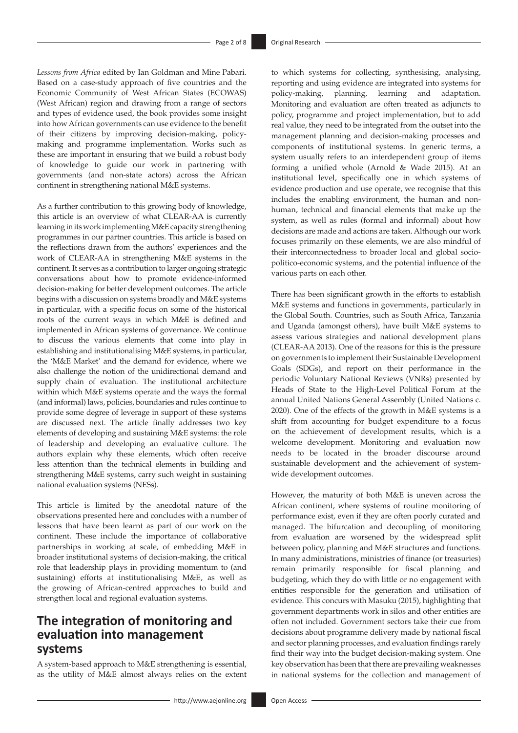*Lessons from Africa* edited by Ian Goldman and Mine Pabari. Based on a case-study approach of five countries and the Economic Community of West African States (ECOWAS) (West African) region and drawing from a range of sectors and types of evidence used, the book provides some insight into how African governments can use evidence to the benefit of their citizens by improving decision-making, policy-making and programme implementation. Works such as these are important in ensuring that we build a robust body of knowledge to guide our work in partnering with governments (and non-state actors) across the African continent in strengthening national M&E systems.

As a further contribution to this growing body of knowledge, this article is an overview of what CLEAR-AA is currently learning in its work implementing M&E capacity strengthening programmes in our partner countries. This article is based on the reflections drawn from the authors' experiences and the work of CLEAR-AA in strengthening M&E systems in the continent. It serves as a contribution to larger ongoing strategic conversations about how to promote evidence-informed decision-making for better development outcomes. The article begins with a discussion on systems broadly and M&E systems in particular, with a specific focus on some of the historical roots of the current ways in which M&E is defined and implemented in African systems of governance. We continue to discuss the various elements that come into play in establishing and institutionalising M&E systems, in particular, the 'M&E Market' and the demand for evidence, where we also challenge the notion of the unidirectional demand and supply chain of evaluation. The institutional architecture within which M&E systems operate and the ways the formal (and informal) laws, policies, boundaries and rules continue to provide some degree of leverage in support of these systems are discussed next. The article finally addresses two key elements of developing and sustaining M&E systems: the role of leadership and developing an evaluative culture. The authors explain why these elements, which often receive less attention than the technical elements in building and strengthening M&E systems, carry such weight in sustaining national evaluation systems (NESs).

This article is limited by the anecdotal nature of the observations presented here and concludes with a number of lessons that have been learnt as part of our work on the continent. These include the importance of collaborative partnerships in working at scale, of embedding M&E in broader institutional systems of decision-making, the critical role that leadership plays in providing momentum to (and sustaining) efforts at institutionalising M&E, as well as the growing of African-centred approaches to build and strengthen local and regional evaluation systems.

## The integration of monitoring and evaluation into management systems

A system-based approach to M&E strengthening is essential, as the utility of M&E almost always relies on the extent to which systems for collecting, synthesising, analysing, reporting and using evidence are integrated into systems for policy-making, planning, learning and adaptation. Monitoring and evaluation are often treated as adjuncts to policy, programme and project implementation, but to add real value, they need to be integrated from the outset into the management planning and decision-making processes and components of institutional systems. In generic terms, a system usually refers to an interdependent group of items forming a unified whole (Arnold & Wade 2015). At an institutional level, specifically one in which systems of evidence production and use operate, we recognise that this includes the enabling environment, the human and non-human, technical and financial elements that make up the system, as well as rules (formal and informal) about how decisions are made and actions are taken. Although our work focuses primarily on these elements, we are also mindful of their interconnectedness to broader local and global socio-politico-economic systems, and the potential influence of the various parts on each other.

There has been significant growth in the efforts to establish M&E systems and functions in governments, particularly in the Global South. Countries, such as South Africa, Tanzania and Uganda (amongst others), have built M&E systems to assess various strategies and national development plans (CLEAR-AA 2013). One of the reasons for this is the pressure on governments to implement their Sustainable Development Goals (SDGs), and report on their performance in the periodic Voluntary National Reviews (VNRs) presented by Heads of State to the High-Level Political Forum at the annual United Nations General Assembly (United Nations c. 2020). One of the effects of the growth in M&E systems is a shift from accounting for budget expenditure to a focus on the achievement of development results, which is a welcome development. Monitoring and evaluation now needs to be located in the broader discourse around sustainable development and the achievement of system-wide development outcomes.

However, the maturity of both M&E is uneven across the African continent, where systems of routine monitoring of performance exist, even if they are often poorly curated and managed. The bifurcation and decoupling of monitoring from evaluation are worsened by the widespread split between policy, planning and M&E structures and functions. In many administrations, ministries of finance (or treasuries) remain primarily responsible for fiscal planning and budgeting, which they do with little or no engagement with entities responsible for the generation and utilisation of evidence. This concurs with Masuku (2015), highlighting that government departments work in silos and other entities are often not included. Government sectors take their cue from decisions about programme delivery made by national fiscal and sector planning processes, and evaluation findings rarely find their way into the budget decision-making system. One key observation has been that there are prevailing weaknesses in national systems for the collection and management of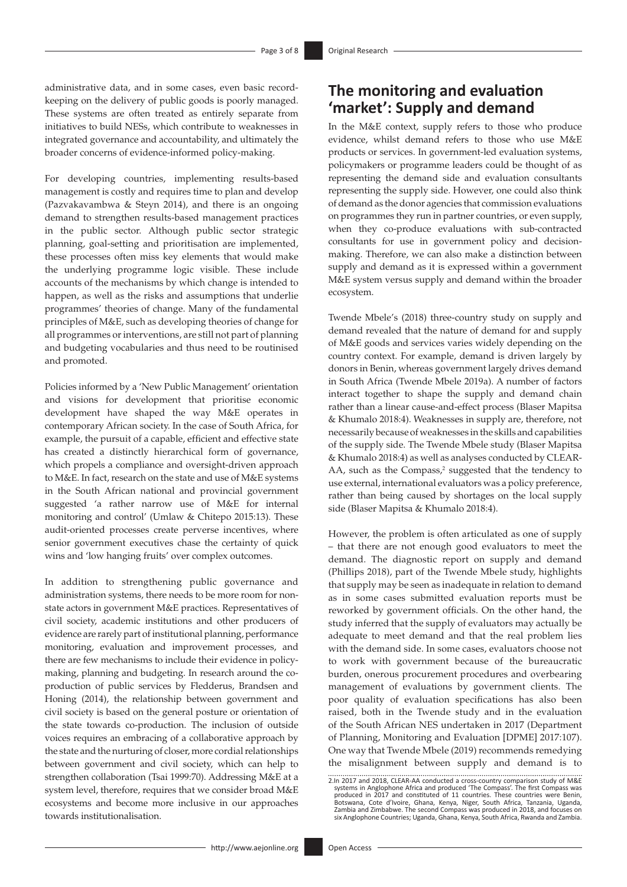administrative data, and in some cases, even basic record-keeping on the delivery of public goods is poorly managed. These systems are often treated as entirely separate from initiatives to build NESs, which contribute to weaknesses in integrated governance and accountability, and ultimately the broader concerns of evidence-informed policy-making.

For developing countries, implementing results-based management is costly and requires time to plan and develop (Pazvakavambwa & Steyn 2014), and there is an ongoing demand to strengthen results-based management practices in the public sector. Although public sector strategic planning, goal-setting and prioritisation are implemented, these processes often miss key elements that would make the underlying programme logic visible. These include accounts of the mechanisms by which change is intended to happen, as well as the risks and assumptions that underlie programmes' theories of change. Many of the fundamental principles of M&E, such as developing theories of change for all programmes or interventions, are still not part of planning and budgeting vocabularies and thus need to be routinised and promoted.

Policies informed by a 'New Public Management' orientation and visions for development that prioritise economic development have shaped the way M&E operates in contemporary African society. In the case of South Africa, for example, the pursuit of a capable, efficient and effective state has created a distinctly hierarchical form of governance, which propels a compliance and oversight-driven approach to M&E. In fact, research on the state and use of M&E systems in the South African national and provincial government suggested 'a rather narrow use of M&E for internal monitoring and control' (Umlaw & Chitepo 2015:13). These audit-oriented processes create perverse incentives, where senior government executives chase the certainty of quick wins and 'low hanging fruits' over complex outcomes.

In addition to strengthening public governance and administration systems, there needs to be more room for non-state actors in government M&E practices. Representatives of civil society, academic institutions and other producers of evidence are rarely part of institutional planning, performance monitoring, evaluation and improvement processes, and there are few mechanisms to include their evidence in policy-making, planning and budgeting. In research around the co-production of public services by Fledderus, Brandsen and Honing (2014), the relationship between government and civil society is based on the general posture or orientation of the state towards co-production. The inclusion of outside voices requires an embracing of a collaborative approach by the state and the nurturing of closer, more cordial relationships between government and civil society, which can help to strengthen collaboration (Tsai 1999:70). Addressing M&E at a system level, therefore, requires that we consider broad M&E ecosystems and become more inclusive in our approaches towards institutionalisation.

## The monitoring and evaluation 'market': Supply and demand

In the M&E context, supply refers to those who produce evidence, whilst demand refers to those who use M&E products or services. In government-led evaluation systems, policymakers or programme leaders could be thought of as representing the demand side and evaluation consultants representing the supply side. However, one could also think of demand as the donor agencies that commission evaluations on programmes they run in partner countries, or even supply, when they co-produce evaluations with sub-contracted consultants for use in government policy and decision-making. Therefore, we can also make a distinction between supply and demand as it is expressed within a government M&E system versus supply and demand within the broader ecosystem.

Twende Mbele's (2018) three-country study on supply and demand revealed that the nature of demand for and supply of M&E goods and services varies widely depending on the country context. For example, demand is driven largely by donors in Benin, whereas government largely drives demand in South Africa (Twende Mbele 2019a). A number of factors interact together to shape the supply and demand chain rather than a linear cause-and-effect process (Blaser Mapitsa & Khumalo 2018:4). Weaknesses in supply are, therefore, not necessarily because of weaknesses in the skills and capabilities of the supply side. The Twende Mbele study (Blaser Mapitsa & Khumalo 2018:4) as well as analyses conducted by CLEAR-AA, such as the Compass,[2] suggested that the tendency to use external, international evaluators was a policy preference, rather than being caused by shortages on the local supply side (Blaser Mapitsa & Khumalo 2018:4).

However, the problem is often articulated as one of supply – that there are not enough good evaluators to meet the demand. The diagnostic report on supply and demand (Phillips 2018), part of the Twende Mbele study, highlights that supply may be seen as inadequate in relation to demand as in some cases submitted evaluation reports must be reworked by government officials. On the other hand, the study inferred that the supply of evaluators may actually be adequate to meet demand and that the real problem lies with the demand side. In some cases, evaluators choose not to work with government because of the bureaucratic burden, onerous procurement procedures and overbearing management of evaluations by government clients. The poor quality of evaluation specifications has also been raised, both in the Twende study and in the evaluation of the South African NES undertaken in 2017 (Department of Planning, Monitoring and Evaluation [DPME] 2017:107). One way that Twende Mbele (2019) recommends remedying the misalignment between supply and demand is to

2. In 2017 and 2018, CLEAR-AA conducted a cross-country comparison study of M&E systems in Anglophone Africa and produced 'The Compass'. The first Compass was produced in 2017 and constituted of 11 countries. These countries were Benin, Botswana, Cote d'Ivoire, Ghana, Kenya, Niger, South Africa, Tanzania, Uganda, Zambia and Zimbabwe. The second Compass was produced in 2018, and focuses on six Anglophone Countries; Uganda, Ghana, Kenya, South Africa, Rwanda and Zambia.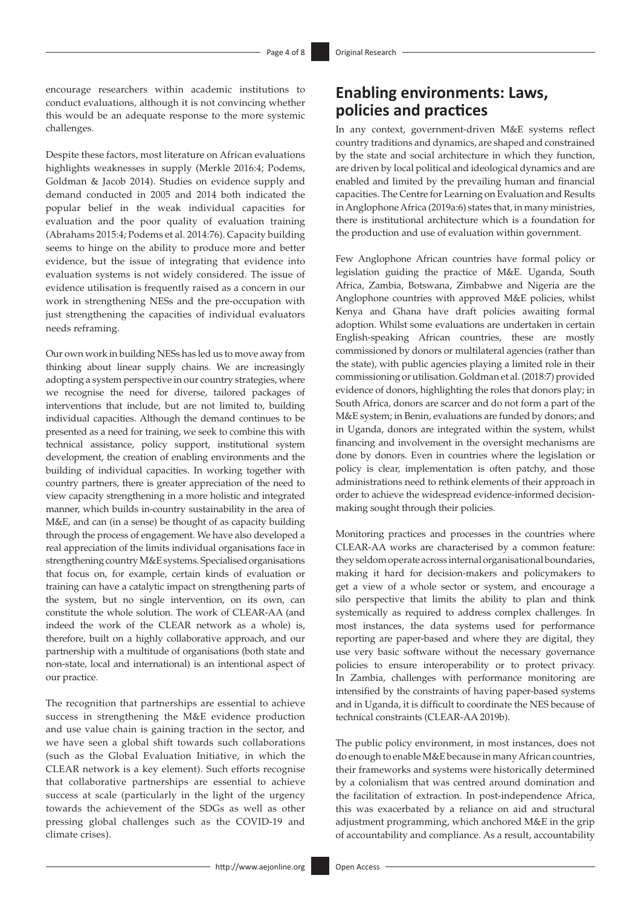encourage researchers within academic institutions to conduct evaluations, although it is not convincing whether this would be an adequate response to the more systemic challenges.

Despite these factors, most literature on African evaluations highlights weaknesses in supply (Merkle 2016:4; Podems, Goldman & Jacob 2014). Studies on evidence supply and demand conducted in 2005 and 2014 both indicated the popular belief in the weak individual capacities for evaluation and the poor quality of evaluation training (Abrahams 2015:4; Podems et al. 2014:76). Capacity building seems to hinge on the ability to produce more and better evidence, but the issue of integrating that evidence into evaluation systems is not widely considered. The issue of evidence utilisation is frequently raised as a concern in our work in strengthening NESs and the pre-occupation with just strengthening the capacities of individual evaluators needs reframing.

Our own work in building NESs has led us to move away from thinking about linear supply chains. We are increasingly adopting a system perspective in our country strategies, where we recognise the need for diverse, tailored packages of interventions that include, but are not limited to, building individual capacities. Although the demand continues to be presented as a need for training, we seek to combine this with technical assistance, policy support, institutional system development, the creation of enabling environments and the building of individual capacities. In working together with country partners, there is greater appreciation of the need to view capacity strengthening in a more holistic and integrated manner, which builds in-country sustainability in the area of M&E, and can (in a sense) be thought of as capacity building through the process of engagement. We have also developed a real appreciation of the limits individual organisations face in strengthening country M&E systems. Specialised organisations that focus on, for example, certain kinds of evaluation or training can have a catalytic impact on strengthening parts of the system, but no single intervention, on its own, can constitute the whole solution. The work of CLEAR-AA (and indeed the work of the CLEAR network as a whole) is, therefore, built on a highly collaborative approach, and our partnership with a multitude of organisations (both state and non-state, local and international) is an intentional aspect of our practice.

The recognition that partnerships are essential to achieve success in strengthening the M&E evidence production and use value chain is gaining traction in the sector, and we have seen a global shift towards such collaborations (such as the Global Evaluation Initiative, in which the CLEAR network is a key element). Such efforts recognise that collaborative partnerships are essential to achieve success at scale (particularly in the light of the urgency towards the achievement of the SDGs as well as other pressing global challenges such as the COVID-19 and climate crises).

## Enabling environments: Laws, policies and practices

In any context, government-driven M&E systems reflect country traditions and dynamics, are shaped and constrained by the state and social architecture in which they function, are driven by local political and ideological dynamics and are enabled and limited by the prevailing human and financial capacities. The Centre for Learning on Evaluation and Results in Anglophone Africa (2019a:6) states that, in many ministries, there is institutional architecture which is a foundation for the production and use of evaluation within government.

Few Anglophone African countries have formal policy or legislation guiding the practice of M&E. Uganda, South Africa, Zambia, Botswana, Zimbabwe and Nigeria are the Anglophone countries with approved M&E policies, whilst Kenya and Ghana have draft policies awaiting formal adoption. Whilst some evaluations are undertaken in certain English-speaking African countries, these are mostly commissioned by donors or multilateral agencies (rather than the state), with public agencies playing a limited role in their commissioning or utilisation. Goldman et al. (2018:7) provided evidence of donors, highlighting the roles that donors play; in South Africa, donors are scarcer and do not form a part of the M&E system; in Benin, evaluations are funded by donors; and in Uganda, donors are integrated within the system, whilst financing and involvement in the oversight mechanisms are done by donors. Even in countries where the legislation or policy is clear, implementation is often patchy, and those administrations need to rethink elements of their approach in order to achieve the widespread evidence-informed decision-making sought through their policies.

Monitoring practices and processes in the countries where CLEAR-AA works are characterised by a common feature: they seldom operate across internal organisational boundaries, making it hard for decision-makers and policymakers to get a view of a whole sector or system, and encourage a silo perspective that limits the ability to plan and think systemically as required to address complex challenges. In most instances, the data systems used for performance reporting are paper-based and where they are digital, they use very basic software without the necessary governance policies to ensure interoperability or to protect privacy. In Zambia, challenges with performance monitoring are intensified by the constraints of having paper-based systems and in Uganda, it is difficult to coordinate the NES because of technical constraints (CLEAR-AA 2019b).

The public policy environment, in most instances, does not do enough to enable M&E because in many African countries, their frameworks and systems were historically determined by a colonialism that was centred around domination and the facilitation of extraction. In post-independence Africa, this was exacerbated by a reliance on aid and structural adjustment programming, which anchored M&E in the grip of accountability and compliance. As a result, accountability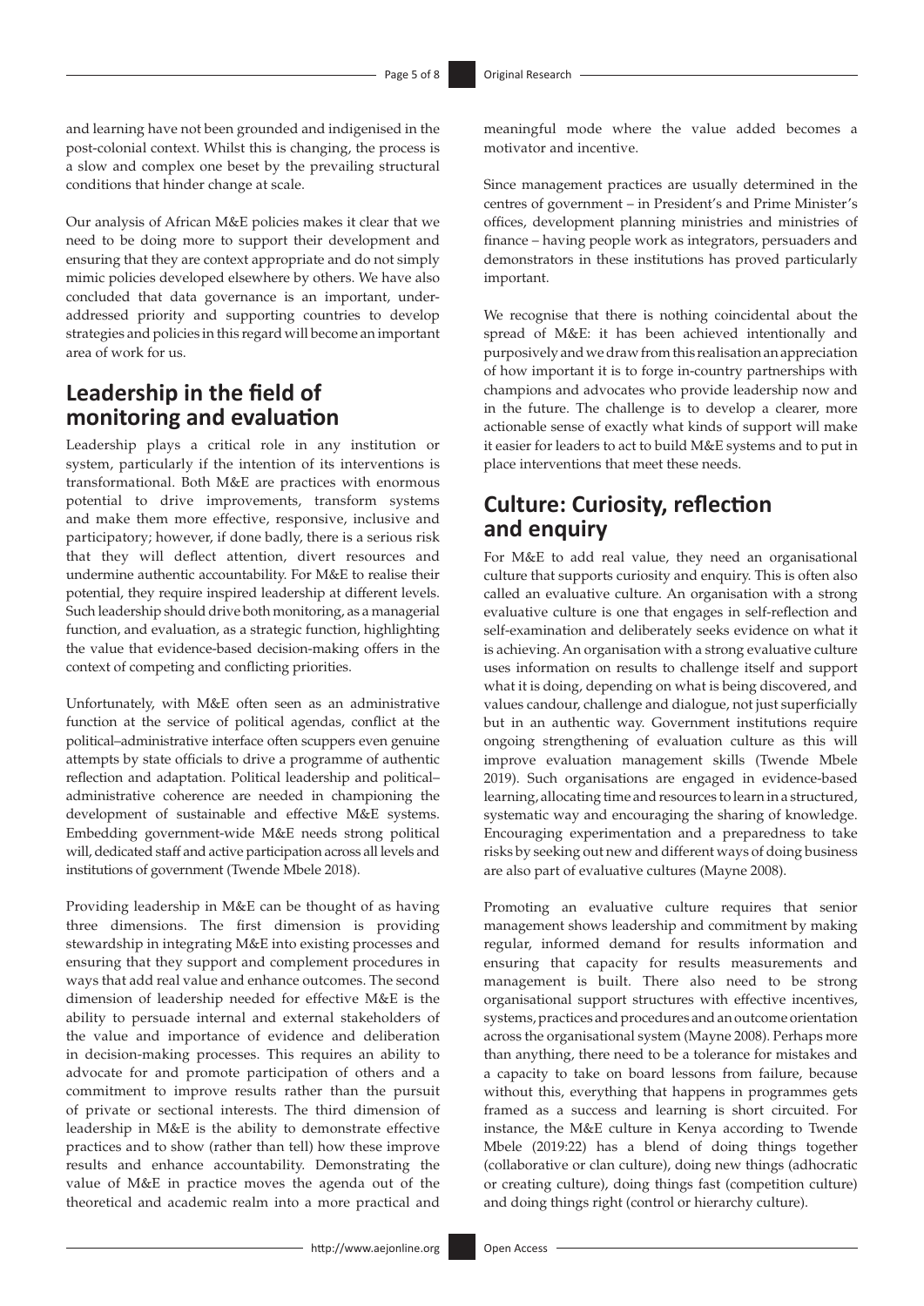and learning have not been grounded and indigenised in the post-colonial context. Whilst this is changing, the process is a slow and complex one beset by the prevailing structural conditions that hinder change at scale.

Our analysis of African M&E policies makes it clear that we need to be doing more to support their development and ensuring that they are context appropriate and do not simply mimic policies developed elsewhere by others. We have also concluded that data governance is an important, under-addressed priority and supporting countries to develop strategies and policies in this regard will become an important area of work for us.

## Leadership in the field of monitoring and evaluation

Leadership plays a critical role in any institution or system, particularly if the intention of its interventions is transformational. Both M&E are practices with enormous potential to drive improvements, transform systems and make them more effective, responsive, inclusive and participatory; however, if done badly, there is a serious risk that they will deflect attention, divert resources and undermine authentic accountability. For M&E to realise their potential, they require inspired leadership at different levels. Such leadership should drive both monitoring, as a managerial function, and evaluation, as a strategic function, highlighting the value that evidence-based decision-making offers in the context of competing and conflicting priorities.

Unfortunately, with M&E often seen as an administrative function at the service of political agendas, conflict at the political–administrative interface often scuppers even genuine attempts by state officials to drive a programme of authentic reflection and adaptation. Political leadership and political–administrative coherence are needed in championing the development of sustainable and effective M&E systems. Embedding government-wide M&E needs strong political will, dedicated staff and active participation across all levels and institutions of government (Twende Mbele 2018).

Providing leadership in M&E can be thought of as having three dimensions. The first dimension is providing stewardship in integrating M&E into existing processes and ensuring that they support and complement procedures in ways that add real value and enhance outcomes. The second dimension of leadership needed for effective M&E is the ability to persuade internal and external stakeholders of the value and importance of evidence and deliberation in decision-making processes. This requires an ability to advocate for and promote participation of others and a commitment to improve results rather than the pursuit of private or sectional interests. The third dimension of leadership in M&E is the ability to demonstrate effective practices and to show (rather than tell) how these improve results and enhance accountability. Demonstrating the value of M&E in practice moves the agenda out of the theoretical and academic realm into a more practical and meaningful mode where the value added becomes a motivator and incentive.

Since management practices are usually determined in the centres of government – in President's and Prime Minister's offices, development planning ministries and ministries of finance – having people work as integrators, persuaders and demonstrators in these institutions has proved particularly important.

We recognise that there is nothing coincidental about the spread of M&E: it has been achieved intentionally and purposively and we draw from this realisation an appreciation of how important it is to forge in-country partnerships with champions and advocates who provide leadership now and in the future. The challenge is to develop a clearer, more actionable sense of exactly what kinds of support will make it easier for leaders to act to build M&E systems and to put in place interventions that meet these needs.

## Culture: Curiosity, reflection and enquiry

For M&E to add real value, they need an organisational culture that supports curiosity and enquiry. This is often also called an evaluative culture. An organisation with a strong evaluative culture is one that engages in self-reflection and self-examination and deliberately seeks evidence on what it is achieving. An organisation with a strong evaluative culture uses information on results to challenge itself and support what it is doing, depending on what is being discovered, and values candour, challenge and dialogue, not just superficially but in an authentic way. Government institutions require ongoing strengthening of evaluation culture as this will improve evaluation management skills (Twende Mbele 2019). Such organisations are engaged in evidence-based learning, allocating time and resources to learn in a structured, systematic way and encouraging the sharing of knowledge. Encouraging experimentation and a preparedness to take risks by seeking out new and different ways of doing business are also part of evaluative cultures (Mayne 2008).

Promoting an evaluative culture requires that senior management shows leadership and commitment by making regular, informed demand for results information and ensuring that capacity for results measurements and management is built. There also need to be strong organisational support structures with effective incentives, systems, practices and procedures and an outcome orientation across the organisational system (Mayne 2008). Perhaps more than anything, there need to be a tolerance for mistakes and a capacity to take on board lessons from failure, because without this, everything that happens in programmes gets framed as a success and learning is short circuited. For instance, the M&E culture in Kenya according to Twende Mbele (2019:22) has a blend of doing things together (collaborative or clan culture), doing new things (adhocratic or creating culture), doing things fast (competition culture) and doing things right (control or hierarchy culture).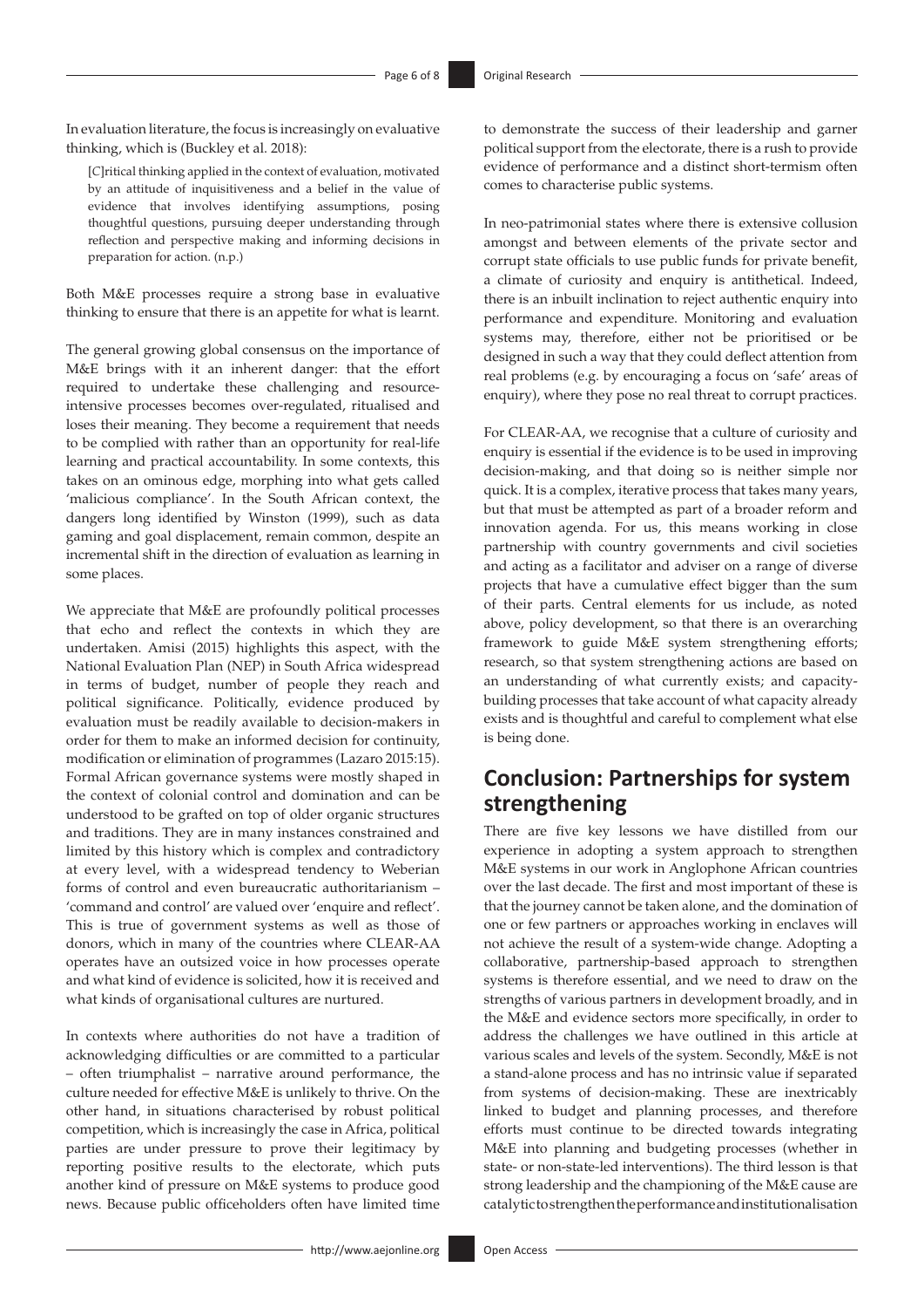In evaluation literature, the focus is increasingly on evaluative thinking, which is (Buckley et al. 2018):

> [C]ritical thinking applied in the context of evaluation, motivated by an attitude of inquisitiveness and a belief in the value of evidence that involves identifying assumptions, posing thoughtful questions, pursuing deeper understanding through reflection and perspective making and informing decisions in preparation for action. (n.p.)

Both M&E processes require a strong base in evaluative thinking to ensure that there is an appetite for what is learnt.

The general growing global consensus on the importance of M&E brings with it an inherent danger: that the effort required to undertake these challenging and resource-intensive processes becomes over-regulated, ritualised and loses their meaning. They become a requirement that needs to be complied with rather than an opportunity for real-life learning and practical accountability. In some contexts, this takes on an ominous edge, morphing into what gets called 'malicious compliance'. In the South African context, the dangers long identified by Winston (1999), such as data gaming and goal displacement, remain common, despite an incremental shift in the direction of evaluation as learning in some places.

We appreciate that M&E are profoundly political processes that echo and reflect the contexts in which they are undertaken. Amisi (2015) highlights this aspect, with the National Evaluation Plan (NEP) in South Africa widespread in terms of budget, number of people they reach and political significance. Politically, evidence produced by evaluation must be readily available to decision-makers in order for them to make an informed decision for continuity, modification or elimination of programmes (Lazaro 2015:15). Formal African governance systems were mostly shaped in the context of colonial control and domination and can be understood to be grafted on top of older organic structures and traditions. They are in many instances constrained and limited by this history which is complex and contradictory at every level, with a widespread tendency to Weberian forms of control and even bureaucratic authoritarianism – 'command and control' are valued over 'enquire and reflect'. This is true of government systems as well as those of donors, which in many of the countries where CLEAR-AA operates have an outsized voice in how processes operate and what kind of evidence is solicited, how it is received and what kinds of organisational cultures are nurtured.

In contexts where authorities do not have a tradition of acknowledging difficulties or are committed to a particular – often triumphalist – narrative around performance, the culture needed for effective M&E is unlikely to thrive. On the other hand, in situations characterised by robust political competition, which is increasingly the case in Africa, political parties are under pressure to prove their legitimacy by reporting positive results to the electorate, which puts another kind of pressure on M&E systems to produce good news. Because public officeholders often have limited time to demonstrate the success of their leadership and garner political support from the electorate, there is a rush to provide evidence of performance and a distinct short-termism often comes to characterise public systems.

In neo-patrimonial states where there is extensive collusion amongst and between elements of the private sector and corrupt state officials to use public funds for private benefit, a climate of curiosity and enquiry is antithetical. Indeed, there is an inbuilt inclination to reject authentic enquiry into performance and expenditure. Monitoring and evaluation systems may, therefore, either not be prioritised or be designed in such a way that they could deflect attention from real problems (e.g. by encouraging a focus on 'safe' areas of enquiry), where they pose no real threat to corrupt practices.

For CLEAR-AA, we recognise that a culture of curiosity and enquiry is essential if the evidence is to be used in improving decision-making, and that doing so is neither simple nor quick. It is a complex, iterative process that takes many years, but that must be attempted as part of a broader reform and innovation agenda. For us, this means working in close partnership with country governments and civil societies and acting as a facilitator and adviser on a range of diverse projects that have a cumulative effect bigger than the sum of their parts. Central elements for us include, as noted above, policy development, so that there is an overarching framework to guide M&E system strengthening efforts; research, so that system strengthening actions are based on an understanding of what currently exists; and capacity-building processes that take account of what capacity already exists and is thoughtful and careful to complement what else is being done.

## Conclusion: Partnerships for system strengthening

There are five key lessons we have distilled from our experience in adopting a system approach to strengthen M&E systems in our work in Anglophone African countries over the last decade. The first and most important of these is that the journey cannot be taken alone, and the domination of one or few partners or approaches working in enclaves will not achieve the result of a system-wide change. Adopting a collaborative, partnership-based approach to strengthen systems is therefore essential, and we need to draw on the strengths of various partners in development broadly, and in the M&E and evidence sectors more specifically, in order to address the challenges we have outlined in this article at various scales and levels of the system. Secondly, M&E is not a stand-alone process and has no intrinsic value if separated from systems of decision-making. These are inextricably linked to budget and planning processes, and therefore efforts must continue to be directed towards integrating M&E into planning and budgeting processes (whether in state- or non-state-led interventions). The third lesson is that strong leadership and the championing of the M&E cause are catalytic to strengthen the performance and institutionalisation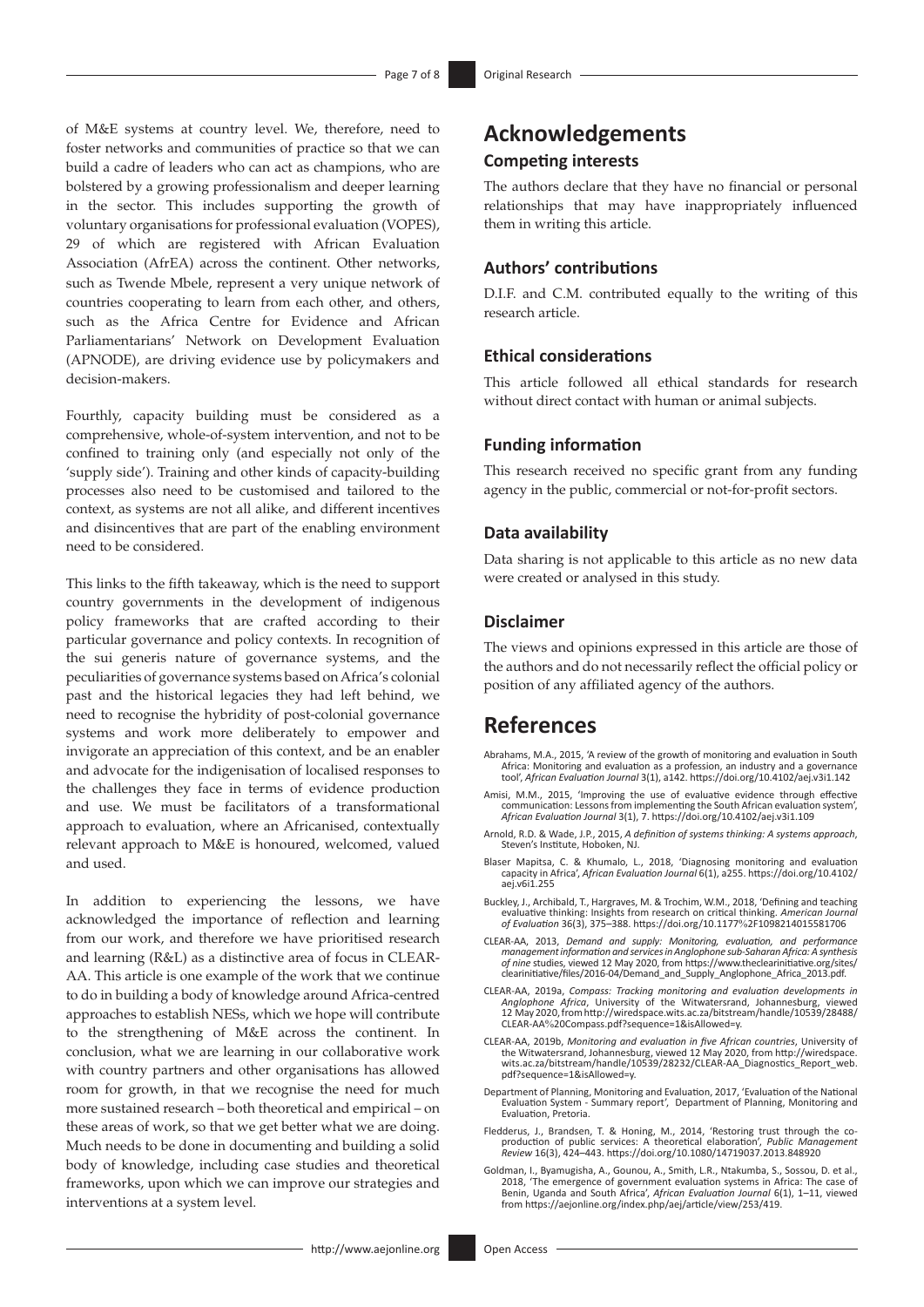of M&E systems at country level. We, therefore, need to foster networks and communities of practice so that we can build a cadre of leaders who can act as champions, who are bolstered by a growing professionalism and deeper learning in the sector. This includes supporting the growth of voluntary organisations for professional evaluation (VOPES), 29 of which are registered with African Evaluation Association (AfrEA) across the continent. Other networks, such as Twende Mbele, represent a very unique network of countries cooperating to learn from each other, and others, such as the Africa Centre for Evidence and African Parliamentarians' Network on Development Evaluation (APNODE), are driving evidence use by policymakers and decision-makers.

Fourthly, capacity building must be considered as a comprehensive, whole-of-system intervention, and not to be confined to training only (and especially not only of the 'supply side'). Training and other kinds of capacity-building processes also need to be customised and tailored to the context, as systems are not all alike, and different incentives and disincentives that are part of the enabling environment need to be considered.

This links to the fifth takeaway, which is the need to support country governments in the development of indigenous policy frameworks that are crafted according to their particular governance and policy contexts. In recognition of the sui generis nature of governance systems, and the peculiarities of governance systems based on Africa's colonial past and the historical legacies they had left behind, we need to recognise the hybridity of post-colonial governance systems and work more deliberately to empower and invigorate an appreciation of this context, and be an enabler and advocate for the indigenisation of localised responses to the challenges they face in terms of evidence production and use. We must be facilitators of a transformational approach to evaluation, where an Africanised, contextually relevant approach to M&E is honoured, welcomed, valued and used.

In addition to experiencing the lessons, we have acknowledged the importance of reflection and learning from our work, and therefore we have prioritised research and learning (R&L) as a distinctive area of focus in CLEAR-AA. This article is one example of the work that we continue to do in building a body of knowledge around Africa-centred approaches to establish NESs, which we hope will contribute to the strengthening of M&E across the continent. In conclusion, what we are learning in our collaborative work with country partners and other organisations has allowed room for growth, in that we recognise the need for much more sustained research – both theoretical and empirical – on these areas of work, so that we get better what we are doing. Much needs to be done in documenting and building a solid body of knowledge, including case studies and theoretical frameworks, upon which we can improve our strategies and interventions at a system level.

# Acknowledgements

## Competing interests

The authors declare that they have no financial or personal relationships that may have inappropriately influenced them in writing this article.

## Authors' contributions

D.I.F. and C.M. contributed equally to the writing of this research article.

## Ethical considerations

This article followed all ethical standards for research without direct contact with human or animal subjects.

## Funding information

This research received no specific grant from any funding agency in the public, commercial or not-for-profit sectors.

## Data availability

Data sharing is not applicable to this article as no new data were created or analysed in this study.

## Disclaimer

The views and opinions expressed in this article are those of the authors and do not necessarily reflect the official policy or position of any affiliated agency of the authors.

# References

Abrahams, M.A., 2015, 'A review of the growth of monitoring and evaluation in South Africa: Monitoring and evaluation as a profession, an industry and a governance tool', *African Evaluation Journal* 3(1), a142. https://doi.org/10.4102/aej.v3i1.142

Amisi, M.M., 2015, 'Improving the use of evaluative evidence through effective communication: Lessons from implementing the South African evaluation system', *African Evaluation Journal* 3(1), 7. https://doi.org/10.4102/aej.v3i1.109

Arnold, R.D. & Wade, J.P., 2015, *A definition of systems thinking: A systems approach*, Steven's Institute, Hoboken, NJ.

Blaser Mapitsa, C. & Khumalo, L., 2018, 'Diagnosing monitoring and evaluation capacity in Africa', *African Evaluation Journal* 6(1), a255. https://doi.org/10.4102/aej.v6i1.255

Buckley, J., Archibald, T., Hargraves, M. & Trochim, W.M., 2018, 'Defining and teaching evaluative thinking: Insights from research on critical thinking. *American Journal of Evaluation* 36(3), 375–388. https://doi.org/10.1177%2F1098214015581706

CLEAR-AA, 2013, *Demand and supply: Monitoring, evaluation, and performance management information and services in Anglophone sub-Saharan Africa: A synthesis of nine studies*, viewed 12 May 2020, from https://www.theclearinitiative.org/sites/clearinitiative/files/2016-04/Demand_and_Supply_Anglophone_Africa_2013.pdf.

CLEAR-AA, 2019a, *Compass: Tracking monitoring and evaluation developments in Anglophone Africa*, University of the Witwatersrand, Johannesburg, viewed 12 May 2020, from http://wiredspace.wits.ac.za/bitstream/handle/10539/28488/CLEAR-AA%20Compass.pdf?sequence=1&isAllowed=y.

CLEAR-AA, 2019b, *Monitoring and evaluation in five African countries*, University of the Witwatersrand, Johannesburg, viewed 12 May 2020, from http://wiredspace.wits.ac.za/bitstream/handle/10539/28232/CLEAR-AA_Diagnostics_Report_web.pdf?sequence=1&isAllowed=y.

Department of Planning, Monitoring and Evaluation, 2017, 'Evaluation of the National Evaluation System - Summary report', Department of Planning, Monitoring and Evaluation, Pretoria.

Fledderus, J., Brandsen, T. & Honing, M., 2014, 'Restoring trust through the co-production of public services: A theoretical elaboration', *Public Management Review* 16(3), 424–443. https://doi.org/10.1080/14719037.2013.848920

Goldman, I., Byamugisha, A., Gounou, A., Smith, L.R., Ntakumba, S., Sossou, D. et al., 2018, 'The emergence of government evaluation systems in Africa: The case of Benin, Uganda and South Africa', *African Evaluation Journal* 6(1), 1–11, viewed from https://aejonline.org/index.php/aej/article/view/253/419.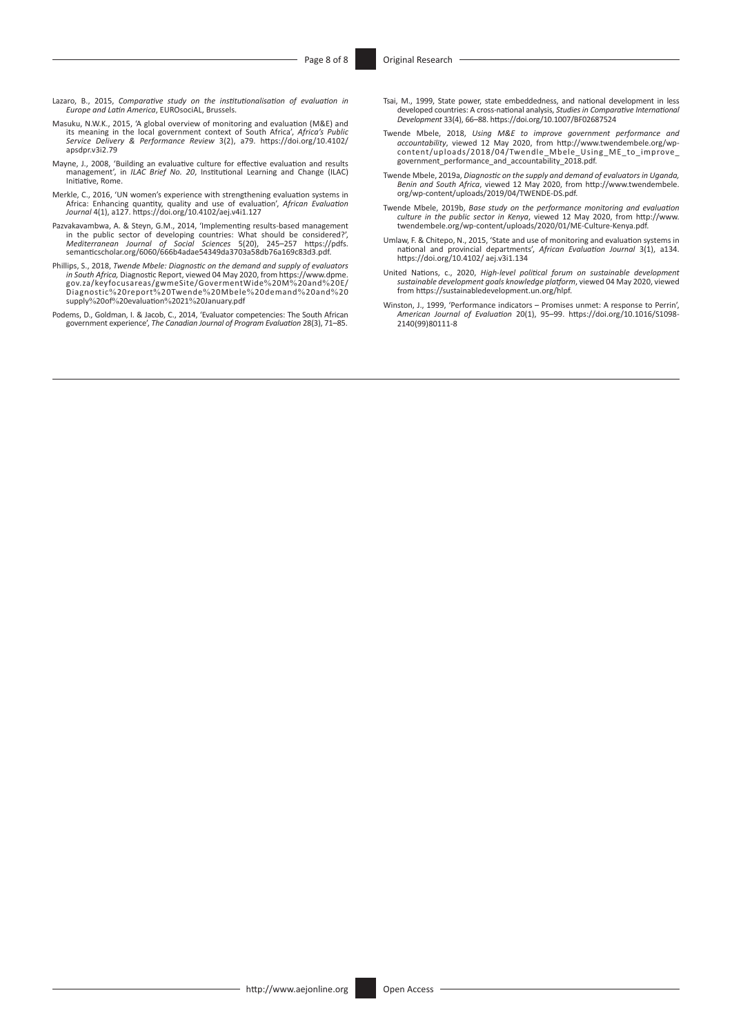Lazaro, B., 2015, *Comparative study on the institutionalisation of evaluation in Europe and Latin America*, EUROsociAL, Brussels.

Masuku, N.W.K., 2015, 'A global overview of monitoring and evaluation (M&E) and its meaning in the local government context of South Africa', *Africa's Public Service Delivery & Performance Review* 3(2), a79. https://doi.org/10.4102/apsdpr.v3i2.79

Mayne, J., 2008, 'Building an evaluative culture for effective evaluation and results management', in *ILAC Brief No. 20*, Institutional Learning and Change (ILAC) Initiative, Rome.

Merkle, C., 2016, 'UN women's experience with strengthening evaluation systems in Africa: Enhancing quantity, quality and use of evaluation', *African Evaluation Journal* 4(1), a127. https://doi.org/10.4102/aej.v4i1.127

Pazvakavambwa, A. & Steyn, G.M., 2014, 'Implementing results-based management in the public sector of developing countries: What should be considered?', *Mediterranean Journal of Social Sciences* 5(20), 245–257 https://pdfs.semanticscholar.org/6060/666b4adae54349da3703a58db76a169c83d3.pdf.

Phillips, S., 2018, *Twende Mbele: Diagnostic on the demand and supply of evaluators in South Africa,* Diagnostic Report, viewed 04 May 2020, from https://www.dpme.gov.za/keyfocusareas/gwmeSite/GovermentWide%20M%20and%20E/Diagnostic%20report%20Twende%20Mbele%20demand%20and%20supply%20of%20evaluation%2021%20January.pdf

Podems, D., Goldman, I. & Jacob, C., 2014, 'Evaluator competencies: The South African government experience', *The Canadian Journal of Program Evaluation* 28(3), 71–85.

Tsai, M., 1999, State power, state embeddedness, and national development in less developed countries: A cross-national analysis, *Studies in Comparative International Development* 33(4), 66–88. https://doi.org/10.1007/BF02687524

Twende Mbele, 2018, *Using M&E to improve government performance and accountability*, viewed 12 May 2020, from http://www.twendembele.org/wp-content/uploads/2018/04/Twendle_Mbele_Using_ME_to_improve_government_performance_and_accountability_2018.pdf.

Twende Mbele, 2019a, *Diagnostic on the supply and demand of evaluators in Uganda, Benin and South Africa*, viewed 12 May 2020, from http://www.twendembele.org/wp-content/uploads/2019/04/TWENDE-DS.pdf.

Twende Mbele, 2019b, *Base study on the performance monitoring and evaluation culture in the public sector in Kenya*, viewed 12 May 2020, from http://www.twendembele.org/wp-content/uploads/2020/01/ME-Culture-Kenya.pdf.

Umlaw, F. & Chitepo, N., 2015, 'State and use of monitoring and evaluation systems in national and provincial departments', *African Evaluation Journal* 3(1), a134. https://doi.org/10.4102/ aej.v3i1.134

United Nations, c., 2020, *High-level political forum on sustainable development sustainable development goals knowledge platform*, viewed 04 May 2020, viewed from https://sustainabledevelopment.un.org/hlpf.

Winston, J., 1999, 'Performance indicators – Promises unmet: A response to Perrin', *American Journal of Evaluation* 20(1), 95–99. https://doi.org/10.1016/S1098-2140(99)80111-8